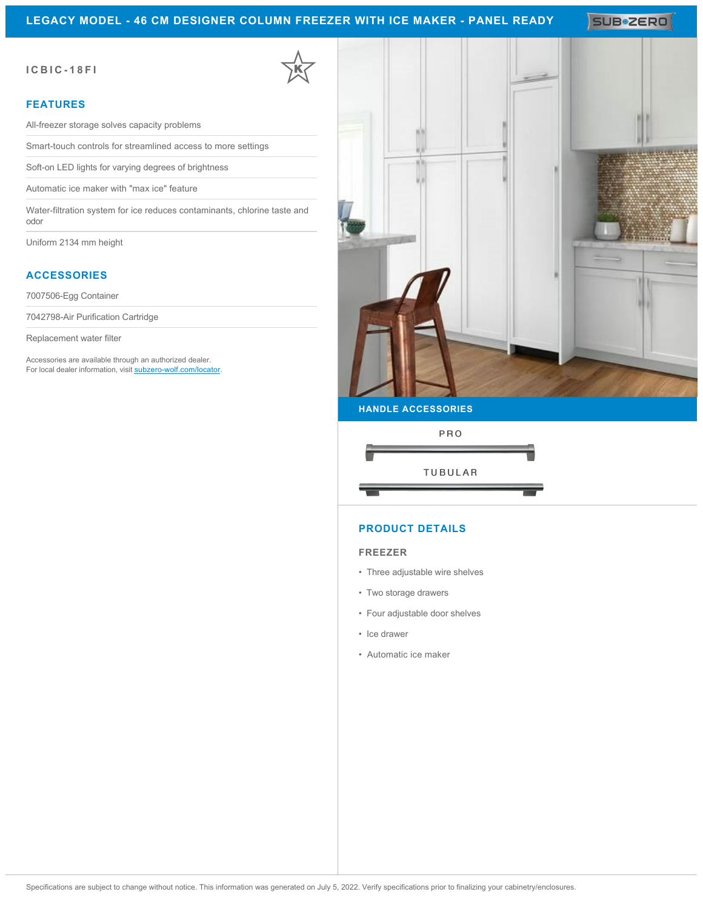# LEGACY MODEL - 46 CM DESIGNER COLUMN FREEZER WITH ICE MAKER - PANEL READY

SUB-ZERO

**ICBIC-18FI**

## FEATURES

- All-freezer storage solves capacity problems
- Smart-touch controls for streamlined access to more settings
- Soft-on LED lights for varying degrees of brightness
- Automatic ice maker with "max ice" feature
- Water-filtration system for ice reduces contaminants, chlorine taste and odor
- Uniform 2134 mm height

## ACCESSORIES

- 7007506-Egg Container
- 7042798-Air Purification Cartridge
- Replacement water filter

Accessories are available through an authorized dealer.
For local dealer information, visit subzero-wolf.com/locator.

## HANDLE ACCESSORIES

PRO

TUBULAR

## PRODUCT DETAILS

### FREEZER

- Three adjustable wire shelves
- Two storage drawers
- Four adjustable door shelves
- Ice drawer
- Automatic ice maker

Specifications are subject to change without notice. This information was generated on July 5, 2022. Verify specifications prior to finalizing your cabinetry/enclosures.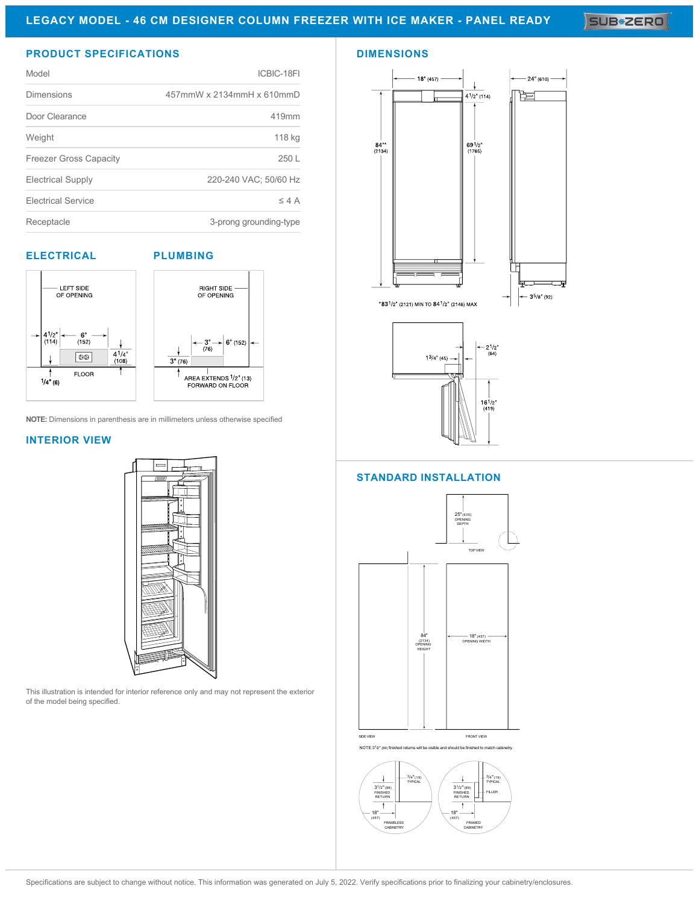# LEGACY MODEL - 46 CM DESIGNER COLUMN FREEZER WITH ICE MAKER - PANEL READY

## PRODUCT SPECIFICATIONS

| | |
|---|---|
| Model | ICBIC-18FI |
| Dimensions | 457mmW x 2134mmH x 610mmD |
| Door Clearance | 419mm |
| Weight | 118 kg |
| Freezer Gross Capacity | 250 L |
| Electrical Supply | 220-240 VAC; 50/60 Hz |
| Electrical Service | ≤ 4 A |
| Receptacle | 3-prong grounding-type |

## ELECTRICAL

LEFT SIDE OF OPENING

4 1/2" (114)

6" (152)

4 1/4" (108)

FLOOR

1/4" (6)

## PLUMBING

RIGHT SIDE OF OPENING

3" (76)

6" (152)

3" (76)

AREA EXTENDS 1/2" (13) FORWARD ON FLOOR

**NOTE:** Dimensions in parenthesis are in millimeters unless otherwise specified

## INTERIOR VIEW

This illustration is intended for interior reference only and may not represent the exterior of the model being specified.

## DIMENSIONS

18" (457)

24" (610)

4 1/2" (114)

84"* (2134)

69 1/2" (1765)

3 5/8" (92)

*83 1/2" (2121) MIN TO 84 1/2" (2146) MAX

2 1/2" (64)

1 3/4" (45)

16 1/2" (419)

## STANDARD INSTALLATION

25" (635) OPENING DEPTH

TOP VIEW

84" (2134) OPENING HEIGHT

18" (457) OPENING WIDTH

SIDE VIEW

FRONT VIEW

NOTE: 3 1/2" (89) finished returns will be visible and should be finished to match cabinetry.

3/4" (19) TYPICAL

3 1/2" (89) FINISHED RETURN

18" (457)

FRAMELESS CABINETRY

3/4" (19) TYPICAL

3 1/2" (89) FINISHED RETURN

FILLER

18" (457)

FRAMED CABINETRY

Specifications are subject to change without notice. This information was generated on July 5, 2022. Verify specifications prior to finalizing your cabinetry/enclosures.